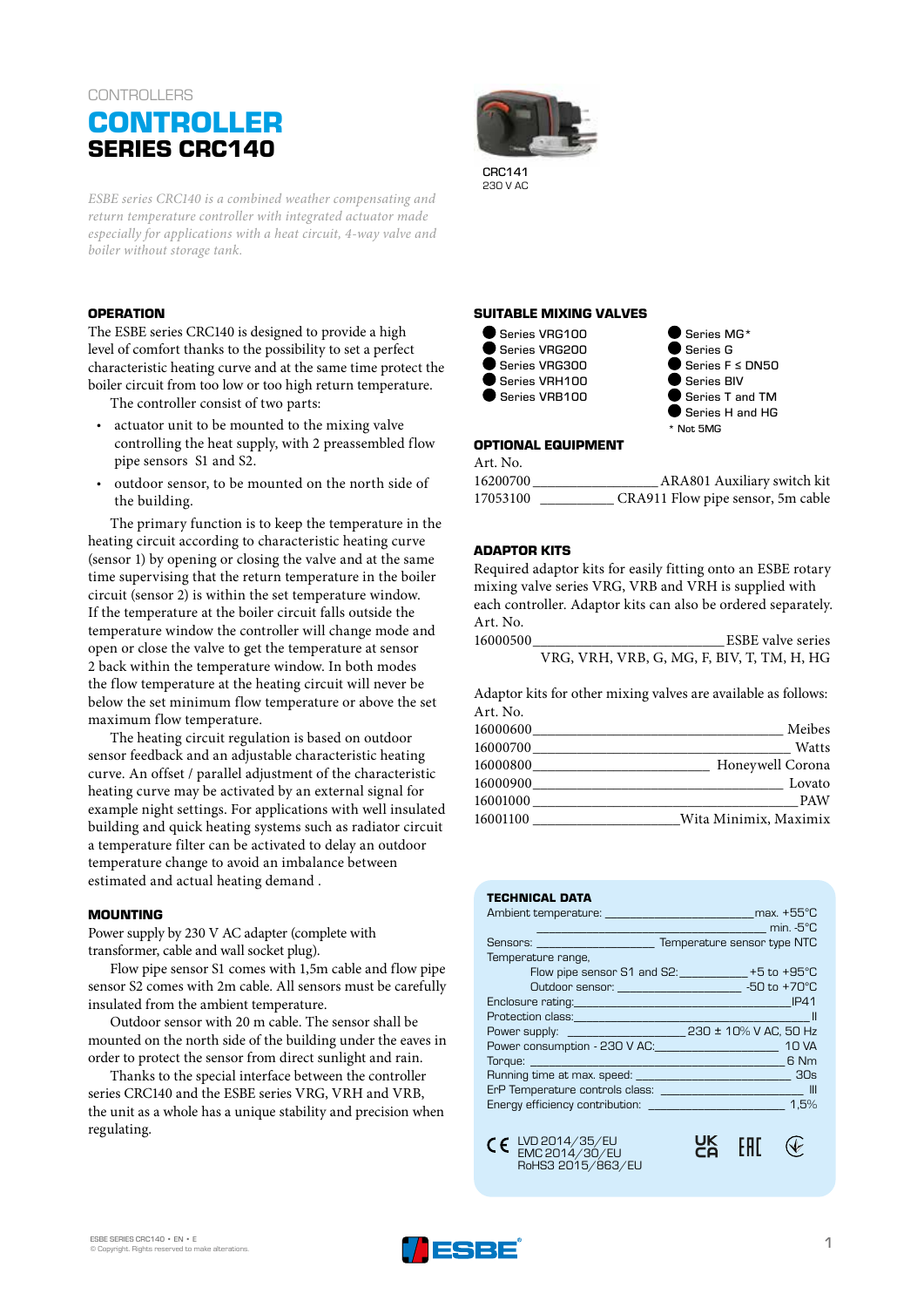CONTROLLERS

# CONTROLLER
## SERIES CRC140

CRC141
230 V AC

*ESBE series CRC140 is a combined weather compensating and return temperature controller with integrated actuator made especially for applications with a heat circuit, 4-way valve and boiler without storage tank.*

### OPERATION

The ESBE series CRC140 is designed to provide a high level of comfort thanks to the possibility to set a perfect characteristic heating curve and at the same time protect the boiler circuit from too low or too high return temperature.

The controller consist of two parts:

- actuator unit to be mounted to the mixing valve controlling the heat supply, with 2 preassembled flow pipe sensors S1 and S2.
- outdoor sensor, to be mounted on the north side of the building.

The primary function is to keep the temperature in the heating circuit according to characteristic heating curve (sensor 1) by opening or closing the valve and at the same time supervising that the return temperature in the boiler circuit (sensor 2) is within the set temperature window. If the temperature at the boiler circuit falls outside the temperature window the controller will change mode and open or close the valve to get the temperature at sensor 2 back within the temperature window. In both modes the flow temperature at the heating circuit will never be below the set minimum flow temperature or above the set maximum flow temperature.

The heating circuit regulation is based on outdoor sensor feedback and an adjustable characteristic heating curve. An offset / parallel adjustment of the characteristic heating curve may be activated by an external signal for example night settings. For applications with well insulated building and quick heating systems such as radiator circuit a temperature filter can be activated to delay an outdoor temperature change to avoid an imbalance between estimated and actual heating demand .

### MOUNTING

Power supply by 230 V AC adapter (complete with transformer, cable and wall socket plug).

Flow pipe sensor S1 comes with 1,5m cable and flow pipe sensor S2 comes with 2m cable. All sensors must be carefully insulated from the ambient temperature.

Outdoor sensor with 20 m cable. The sensor shall be mounted on the north side of the building under the eaves in order to protect the sensor from direct sunlight and rain.

Thanks to the special interface between the controller series CRC140 and the ESBE series VRG, VRH and VRB, the unit as a whole has a unique stability and precision when regulating.

### SUITABLE MIXING VALVES

- Series VRG100
- Series VRG200
- Series VRG300
- Series VRH100
- Series VRB100
- Series MG*
- Series G
- Series F ≤ DN50
- Series BIV
- Series T and TM
- Series H and HG

\* Not 5MG

### OPTIONAL EQUIPMENT

| Art. No. | |
|---|---|
| 16200700 | ARA801 Auxiliary switch kit |
| 17053100 | CRA911 Flow pipe sensor, 5m cable |

### ADAPTOR KITS

Required adaptor kits for easily fitting onto an ESBE rotary mixing valve series VRG, VRB and VRH is supplied with each controller. Adaptor kits can also be ordered separately.

| Art. No. | |
|---|---|
| 16000500 | ESBE valve series VRG, VRH, VRB, G, MG, F, BIV, T, TM, H, HG |

Adaptor kits for other mixing valves are available as follows:

| Art. No. | |
|---|---|
| 16000600 | Meibes |
| 16000700 | Watts |
| 16000800 | Honeywell Corona |
| 16000900 | Lovato |
| 16001000 | PAW |
| 16001100 | Wita Minimix, Maximix |

### TECHNICAL DATA

| | |
|---|---|
| Ambient temperature: | max. +55°C |
| | min. -5°C |
| Sensors: | Temperature sensor type NTC |
| Temperature range, | |
| Flow pipe sensor S1 and S2: | +5 to +95°C |
| Outdoor sensor: | -50 to +70°C |
| Enclosure rating: | IP41 |
| Protection class: | II |
| Power supply: | 230 ± 10% V AC, 50 Hz |
| Power consumption - 230 V AC: | 10 VA |
| Torque: | 6 Nm |
| Running time at max. speed: | 30s |
| ErP Temperature controls class: | III |
| Energy efficiency contribution: | 1,5% |

CE LVD 2014/35/EU
EMC 2014/30/EU
RoHS3 2015/863/EU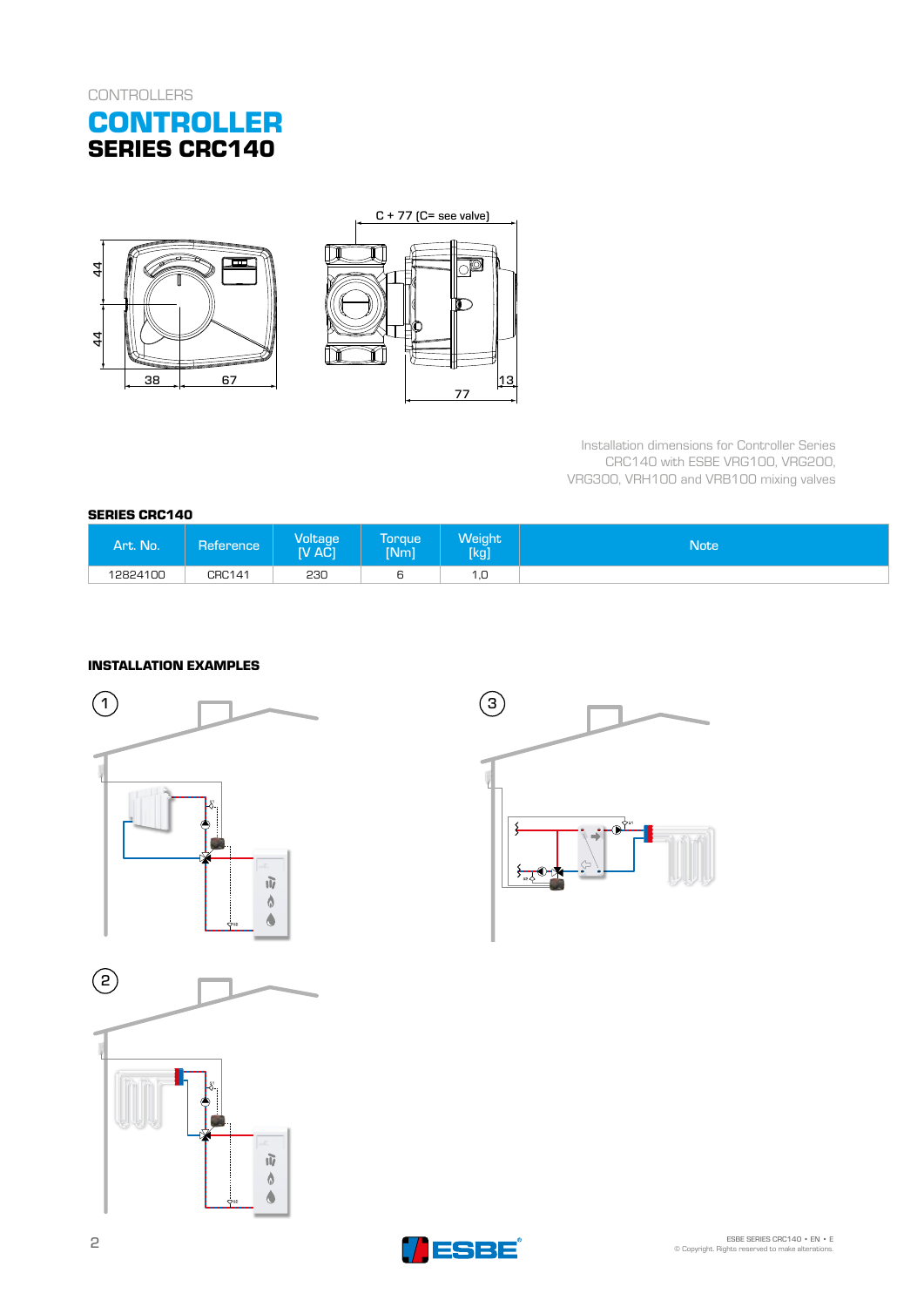CONTROLLERS

# CONTROLLER
## SERIES CRC140

C + 77 (C= see valve)

44

44

38

67

77

13

Installation dimensions for Controller Series CRC140 with ESBE VRG100, VRG200, VRG300, VRH100 and VRB100 mixing valves

### SERIES CRC140

| Art. No. | Reference | Voltage [V AC] | Torque [Nm] | Weight [kg] | Note |
|---|---|---|---|---|---|
| 12824100 | CRC141 | 230 | 6 | 1,0 | |

### INSTALLATION EXAMPLES

1

2

3